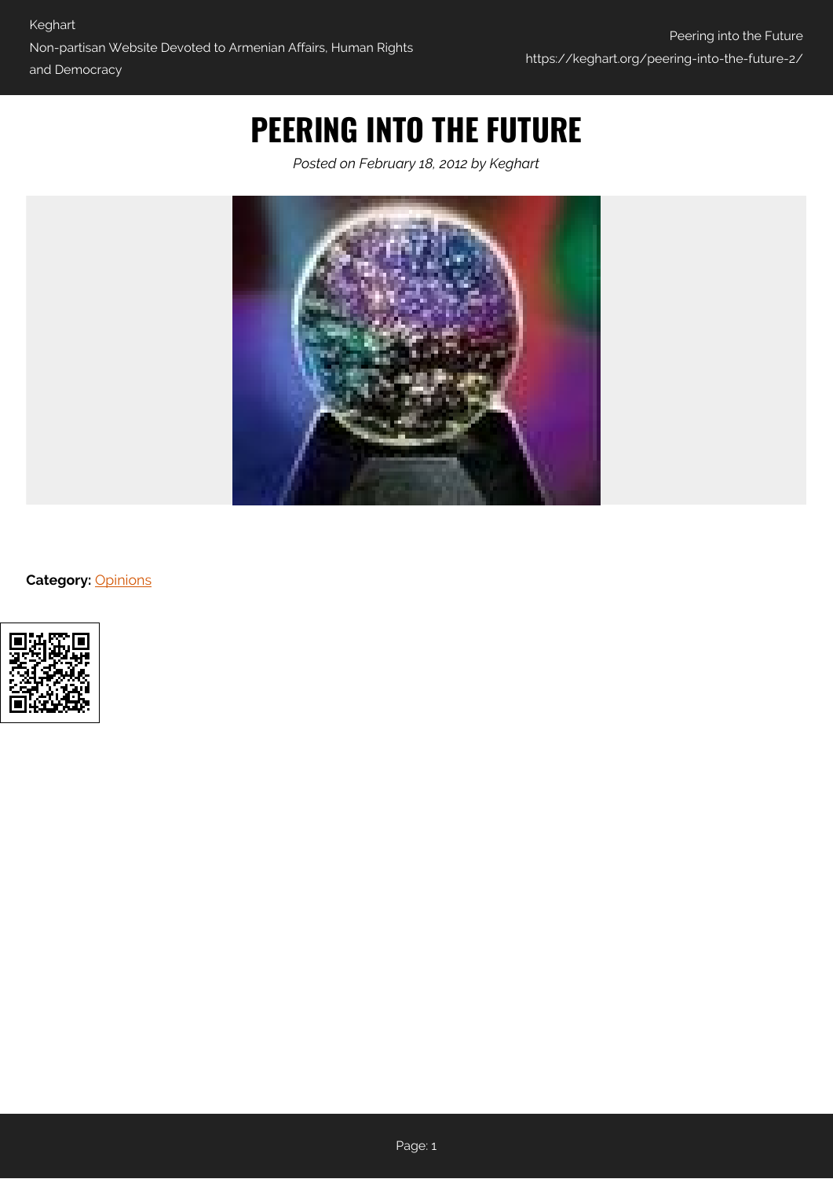# PEERING INTO THE FUTURE

*Posted on February 18, 2012 by Keghart*

**Category:** Opinions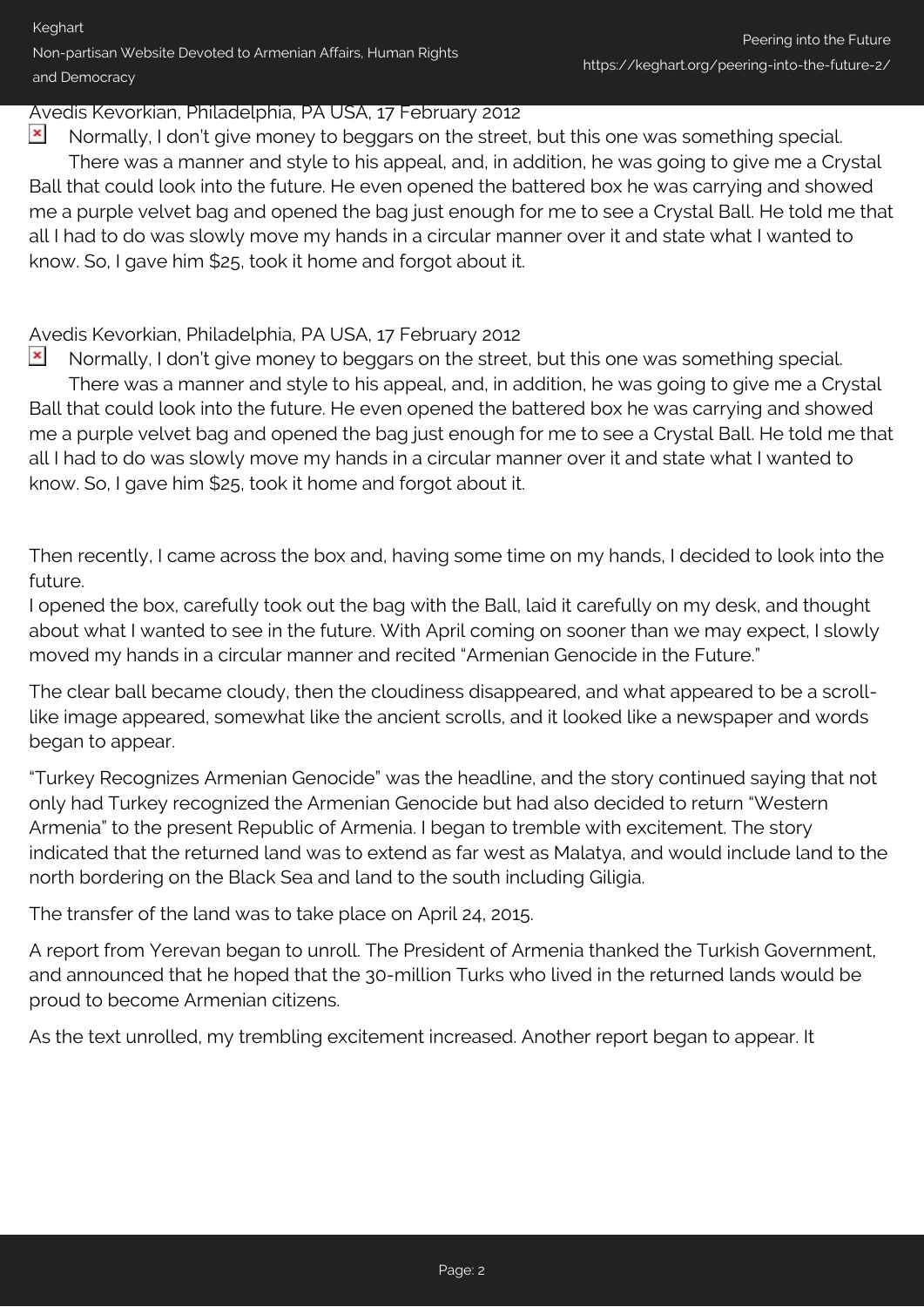Avedis Kevorkian, Philadelphia, PA USA, 17 February 2012

Normally, I don't give money to beggars on the street, but this one was something special. There was a manner and style to his appeal, and, in addition, he was going to give me a Crystal Ball that could look into the future. He even opened the battered box he was carrying and showed me a purple velvet bag and opened the bag just enough for me to see a Crystal Ball. He told me that all I had to do was slowly move my hands in a circular manner over it and state what I wanted to know. So, I gave him $25, took it home and forgot about it.

Avedis Kevorkian, Philadelphia, PA USA, 17 February 2012

Normally, I don't give money to beggars on the street, but this one was something special. There was a manner and style to his appeal, and, in addition, he was going to give me a Crystal Ball that could look into the future. He even opened the battered box he was carrying and showed me a purple velvet bag and opened the bag just enough for me to see a Crystal Ball. He told me that all I had to do was slowly move my hands in a circular manner over it and state what I wanted to know. So, I gave him $25, took it home and forgot about it.

Then recently, I came across the box and, having some time on my hands, I decided to look into the future.

I opened the box, carefully took out the bag with the Ball, laid it carefully on my desk, and thought about what I wanted to see in the future. With April coming on sooner than we may expect, I slowly moved my hands in a circular manner and recited "Armenian Genocide in the Future."

The clear ball became cloudy, then the cloudiness disappeared, and what appeared to be a scroll-like image appeared, somewhat like the ancient scrolls, and it looked like a newspaper and words began to appear.

"Turkey Recognizes Armenian Genocide" was the headline, and the story continued saying that not only had Turkey recognized the Armenian Genocide but had also decided to return "Western Armenia" to the present Republic of Armenia. I began to tremble with excitement. The story indicated that the returned land was to extend as far west as Malatya, and would include land to the north bordering on the Black Sea and land to the south including Giligia.

The transfer of the land was to take place on April 24, 2015.

A report from Yerevan began to unroll. The President of Armenia thanked the Turkish Government, and announced that he hoped that the 30-million Turks who lived in the returned lands would be proud to become Armenian citizens.

As the text unrolled, my trembling excitement increased. Another report began to appear. It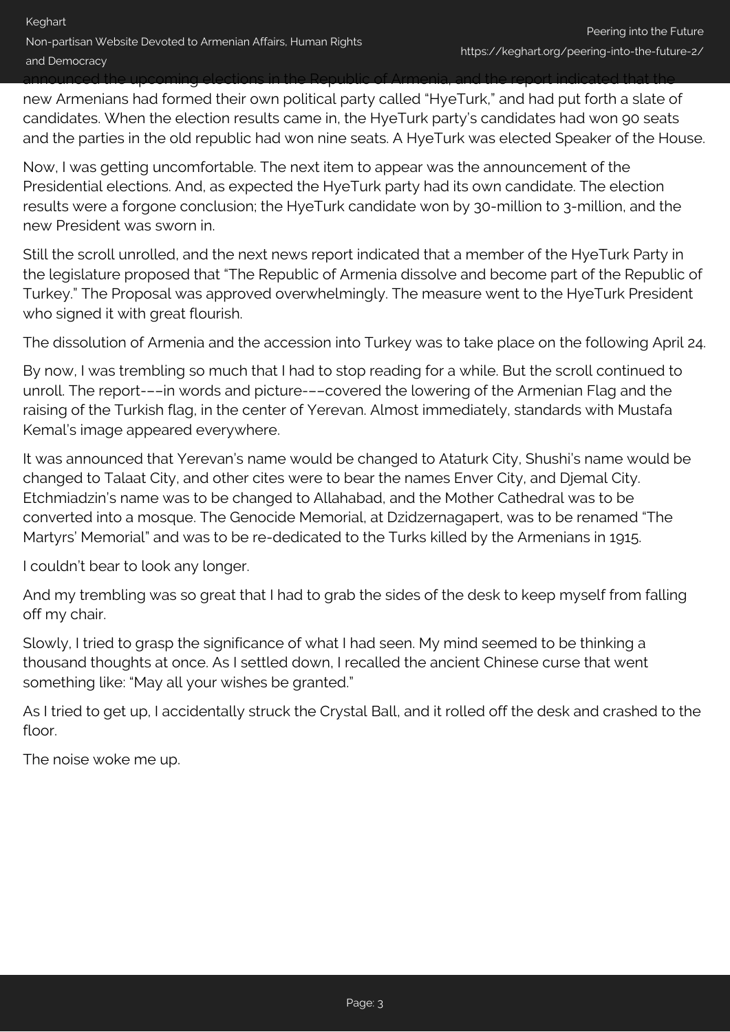announced the upcoming elections in the Republic of Armenia, and the report indicated that the new Armenians had formed their own political party called "HyeTurk," and had put forth a slate of candidates. When the election results came in, the HyeTurk party's candidates had won 90 seats and the parties in the old republic had won nine seats. A HyeTurk was elected Speaker of the House.

Now, I was getting uncomfortable. The next item to appear was the announcement of the Presidential elections. And, as expected the HyeTurk party had its own candidate. The election results were a forgone conclusion; the HyeTurk candidate won by 30-million to 3-million, and the new President was sworn in.

Still the scroll unrolled, and the next news report indicated that a member of the HyeTurk Party in the legislature proposed that "The Republic of Armenia dissolve and become part of the Republic of Turkey." The Proposal was approved overwhelmingly. The measure went to the HyeTurk President who signed it with great flourish.

The dissolution of Armenia and the accession into Turkey was to take place on the following April 24.

By now, I was trembling so much that I had to stop reading for a while. But the scroll continued to unroll. The report–––in words and picture–––covered the lowering of the Armenian Flag and the raising of the Turkish flag, in the center of Yerevan. Almost immediately, standards with Mustafa Kemal's image appeared everywhere.

It was announced that Yerevan's name would be changed to Ataturk City, Shushi's name would be changed to Talaat City, and other cites were to bear the names Enver City, and Djemal City. Etchmiadzin's name was to be changed to Allahabad, and the Mother Cathedral was to be converted into a mosque. The Genocide Memorial, at Dzidzernagapert, was to be renamed "The Martyrs' Memorial" and was to be re-dedicated to the Turks killed by the Armenians in 1915.

I couldn't bear to look any longer.

And my trembling was so great that I had to grab the sides of the desk to keep myself from falling off my chair.

Slowly, I tried to grasp the significance of what I had seen. My mind seemed to be thinking a thousand thoughts at once. As I settled down, I recalled the ancient Chinese curse that went something like: "May all your wishes be granted."

As I tried to get up, I accidentally struck the Crystal Ball, and it rolled off the desk and crashed to the floor.

The noise woke me up.